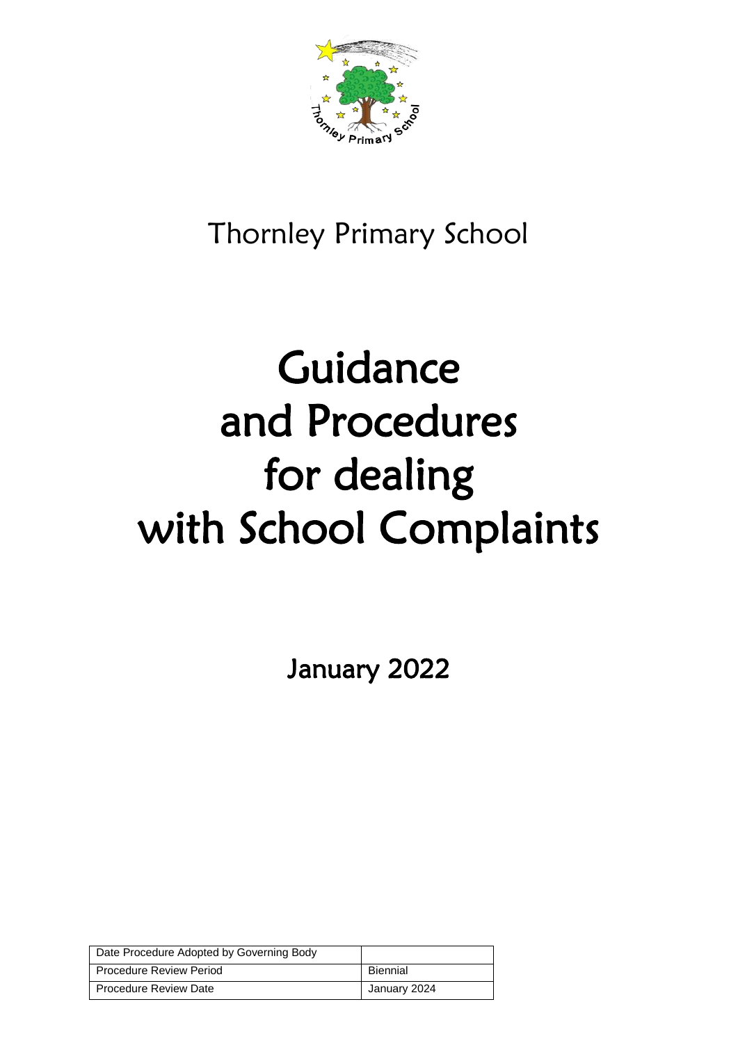Thornley Primary School

# Guidance and Procedures for dealing with School Complaints

January 2022

| Date Procedure Adopted by Governing Body | |
|---|---|
| Procedure Review Period | Biennial |
| Procedure Review Date | January 2024 |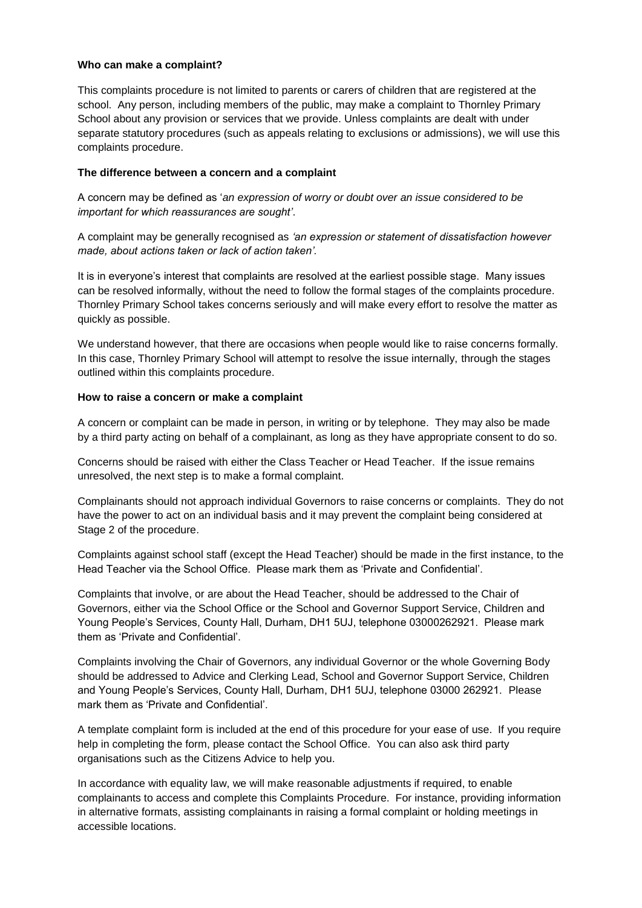**Who can make a complaint?**

This complaints procedure is not limited to parents or carers of children that are registered at the school. Any person, including members of the public, may make a complaint to Thornley Primary School about any provision or services that we provide. Unless complaints are dealt with under separate statutory procedures (such as appeals relating to exclusions or admissions), we will use this complaints procedure.

**The difference between a concern and a complaint**

A concern may be defined as '*an expression of worry or doubt over an issue considered to be important for which reassurances are sought'*.

A complaint may be generally recognised as *'an expression or statement of dissatisfaction however made, about actions taken or lack of action taken'*.

It is in everyone's interest that complaints are resolved at the earliest possible stage. Many issues can be resolved informally, without the need to follow the formal stages of the complaints procedure. Thornley Primary School takes concerns seriously and will make every effort to resolve the matter as quickly as possible.

We understand however, that there are occasions when people would like to raise concerns formally. In this case, Thornley Primary School will attempt to resolve the issue internally, through the stages outlined within this complaints procedure.

**How to raise a concern or make a complaint**

A concern or complaint can be made in person, in writing or by telephone. They may also be made by a third party acting on behalf of a complainant, as long as they have appropriate consent to do so.

Concerns should be raised with either the Class Teacher or Head Teacher. If the issue remains unresolved, the next step is to make a formal complaint.

Complainants should not approach individual Governors to raise concerns or complaints. They do not have the power to act on an individual basis and it may prevent the complaint being considered at Stage 2 of the procedure.

Complaints against school staff (except the Head Teacher) should be made in the first instance, to the Head Teacher via the School Office. Please mark them as 'Private and Confidential'.

Complaints that involve, or are about the Head Teacher, should be addressed to the Chair of Governors, either via the School Office or the School and Governor Support Service, Children and Young People's Services, County Hall, Durham, DH1 5UJ, telephone 03000262921. Please mark them as 'Private and Confidential'.

Complaints involving the Chair of Governors, any individual Governor or the whole Governing Body should be addressed to Advice and Clerking Lead, School and Governor Support Service, Children and Young People's Services, County Hall, Durham, DH1 5UJ, telephone 03000 262921. Please mark them as 'Private and Confidential'.

A template complaint form is included at the end of this procedure for your ease of use. If you require help in completing the form, please contact the School Office. You can also ask third party organisations such as the Citizens Advice to help you.

In accordance with equality law, we will make reasonable adjustments if required, to enable complainants to access and complete this Complaints Procedure. For instance, providing information in alternative formats, assisting complainants in raising a formal complaint or holding meetings in accessible locations.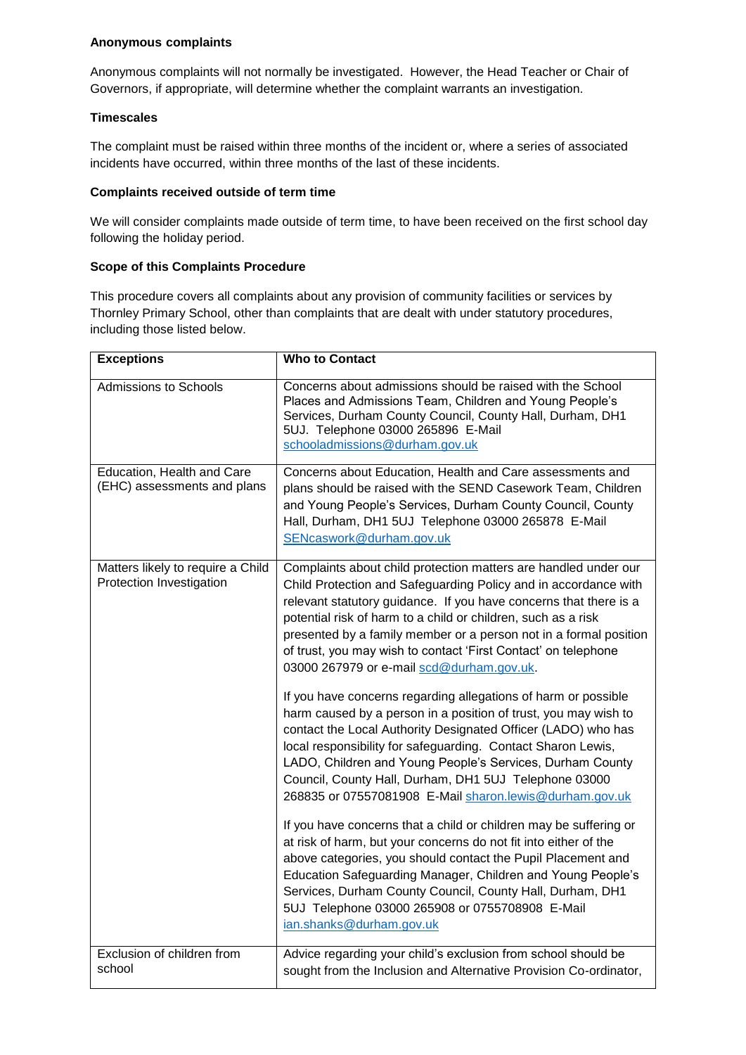**Anonymous complaints**

Anonymous complaints will not normally be investigated. However, the Head Teacher or Chair of Governors, if appropriate, will determine whether the complaint warrants an investigation.

**Timescales**

The complaint must be raised within three months of the incident or, where a series of associated incidents have occurred, within three months of the last of these incidents.

**Complaints received outside of term time**

We will consider complaints made outside of term time, to have been received on the first school day following the holiday period.

**Scope of this Complaints Procedure**

This procedure covers all complaints about any provision of community facilities or services by Thornley Primary School, other than complaints that are dealt with under statutory procedures, including those listed below.

| Exceptions | Who to Contact |
|---|---|
| Admissions to Schools | Concerns about admissions should be raised with the School Places and Admissions Team, Children and Young People's Services, Durham County Council, County Hall, Durham, DH1 5UJ. Telephone 03000 265896 E-Mail schooladmissions@durham.gov.uk |
| Education, Health and Care (EHC) assessments and plans | Concerns about Education, Health and Care assessments and plans should be raised with the SEND Casework Team, Children and Young People's Services, Durham County Council, County Hall, Durham, DH1 5UJ Telephone 03000 265878 E-Mail SENcasework@durham.gov.uk |
| Matters likely to require a Child Protection Investigation | Complaints about child protection matters are handled under our Child Protection and Safeguarding Policy and in accordance with relevant statutory guidance. If you have concerns that there is a potential risk of harm to a child or children, such as a risk presented by a family member or a person not in a formal position of trust, you may wish to contact 'First Contact' on telephone 03000 267979 or e-mail scd@durham.gov.uk.<br><br>If you have concerns regarding allegations of harm or possible harm caused by a person in a position of trust, you may wish to contact the Local Authority Designated Officer (LADO) who has local responsibility for safeguarding. Contact Sharon Lewis, LADO, Children and Young People's Services, Durham County Council, County Hall, Durham, DH1 5UJ Telephone 03000 268835 or 07557081908 E-Mail sharon.lewis@durham.gov.uk<br><br>If you have concerns that a child or children may be suffering or at risk of harm, but your concerns do not fit into either of the above categories, you should contact the Pupil Placement and Education Safeguarding Manager, Children and Young People's Services, Durham County Council, County Hall, Durham, DH1 5UJ Telephone 03000 265908 or 0755708908 E-Mail ian.shanks@durham.gov.uk |
| Exclusion of children from school | Advice regarding your child's exclusion from school should be sought from the Inclusion and Alternative Provision Co-ordinator, |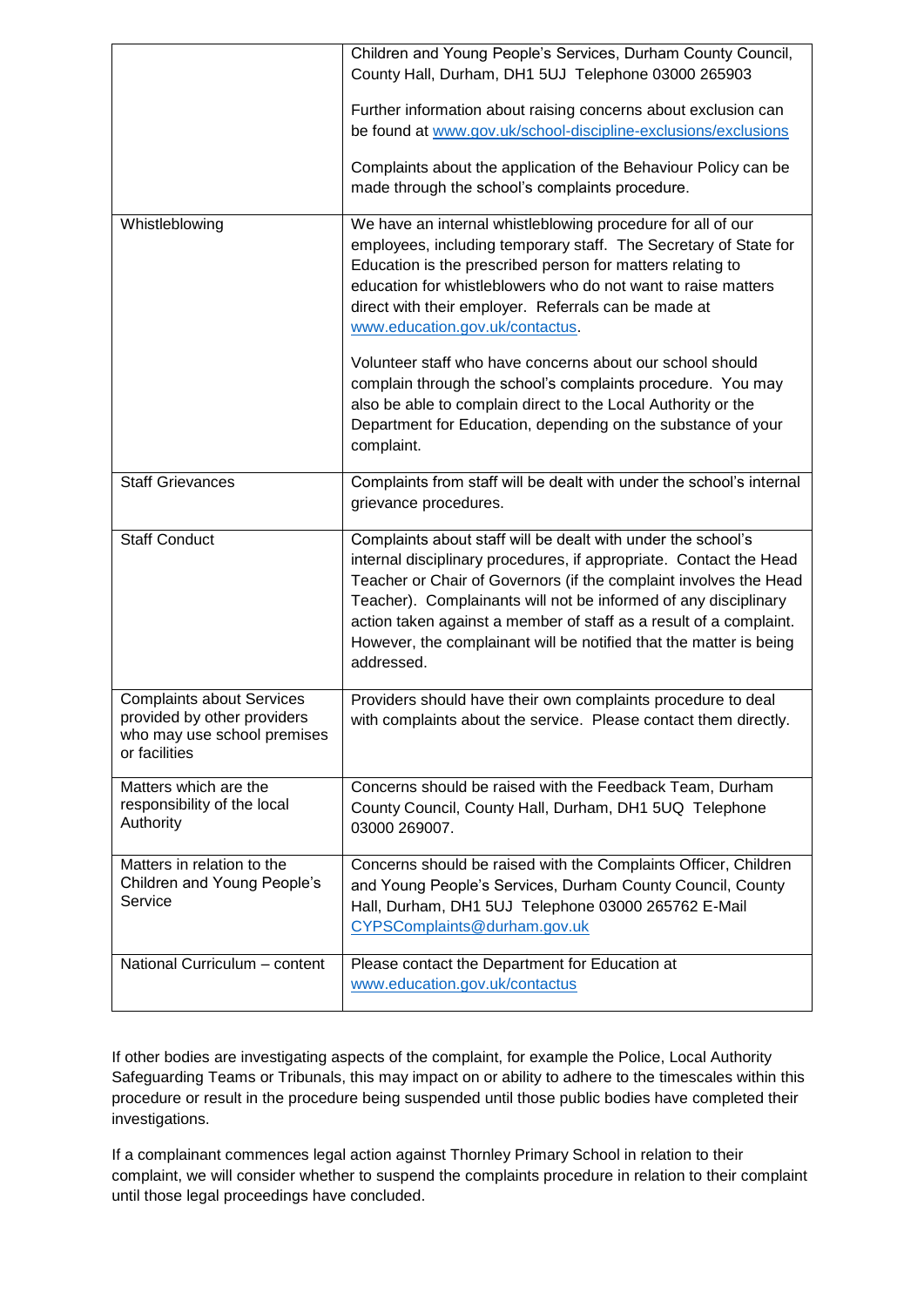| | |
|---|---|
| | Children and Young People's Services, Durham County Council, County Hall, Durham, DH1 5UJ Telephone 03000 265903<br><br>Further information about raising concerns about exclusion can be found at www.gov.uk/school-discipline-exclusions/exclusions<br><br>Complaints about the application of the Behaviour Policy can be made through the school's complaints procedure. |
| Whistleblowing | We have an internal whistleblowing procedure for all of our employees, including temporary staff. The Secretary of State for Education is the prescribed person for matters relating to education for whistleblowers who do not want to raise matters direct with their employer. Referrals can be made at www.education.gov.uk/contactus.<br><br>Volunteer staff who have concerns about our school should complain through the school's complaints procedure. You may also be able to complain direct to the Local Authority or the Department for Education, depending on the substance of your complaint. |
| Staff Grievances | Complaints from staff will be dealt with under the school's internal grievance procedures. |
| Staff Conduct | Complaints about staff will be dealt with under the school's internal disciplinary procedures, if appropriate. Contact the Head Teacher or Chair of Governors (if the complaint involves the Head Teacher). Complainants will not be informed of any disciplinary action taken against a member of staff as a result of a complaint. However, the complainant will be notified that the matter is being addressed. |
| Complaints about Services provided by other providers who may use school premises or facilities | Providers should have their own complaints procedure to deal with complaints about the service. Please contact them directly. |
| Matters which are the responsibility of the local Authority | Concerns should be raised with the Feedback Team, Durham County Council, County Hall, Durham, DH1 5UQ Telephone 03000 269007. |
| Matters in relation to the Children and Young People's Service | Concerns should be raised with the Complaints Officer, Children and Young People's Services, Durham County Council, County Hall, Durham, DH1 5UJ Telephone 03000 265762 E-Mail CYPSComplaints@durham.gov.uk |
| National Curriculum – content | Please contact the Department for Education at www.education.gov.uk/contactus |

If other bodies are investigating aspects of the complaint, for example the Police, Local Authority Safeguarding Teams or Tribunals, this may impact on or ability to adhere to the timescales within this procedure or result in the procedure being suspended until those public bodies have completed their investigations.

If a complainant commences legal action against Thornley Primary School in relation to their complaint, we will consider whether to suspend the complaints procedure in relation to their complaint until those legal proceedings have concluded.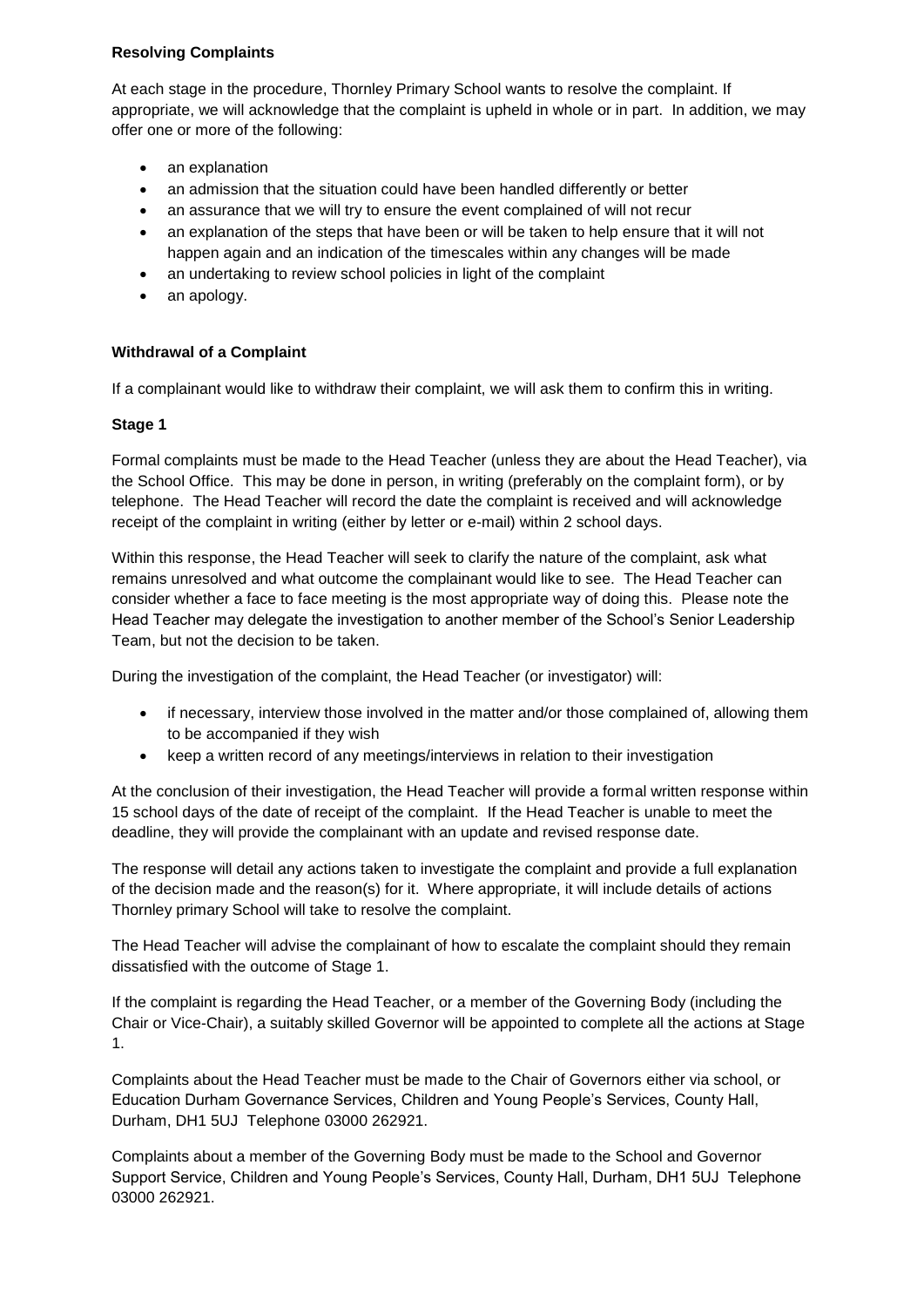**Resolving Complaints**

At each stage in the procedure, Thornley Primary School wants to resolve the complaint. If appropriate, we will acknowledge that the complaint is upheld in whole or in part. In addition, we may offer one or more of the following:

- an explanation
- an admission that the situation could have been handled differently or better
- an assurance that we will try to ensure the event complained of will not recur
- an explanation of the steps that have been or will be taken to help ensure that it will not happen again and an indication of the timescales within any changes will be made
- an undertaking to review school policies in light of the complaint
- an apology.

**Withdrawal of a Complaint**

If a complainant would like to withdraw their complaint, we will ask them to confirm this in writing.

**Stage 1**

Formal complaints must be made to the Head Teacher (unless they are about the Head Teacher), via the School Office. This may be done in person, in writing (preferably on the complaint form), or by telephone. The Head Teacher will record the date the complaint is received and will acknowledge receipt of the complaint in writing (either by letter or e-mail) within 2 school days.

Within this response, the Head Teacher will seek to clarify the nature of the complaint, ask what remains unresolved and what outcome the complainant would like to see. The Head Teacher can consider whether a face to face meeting is the most appropriate way of doing this. Please note the Head Teacher may delegate the investigation to another member of the School's Senior Leadership Team, but not the decision to be taken.

During the investigation of the complaint, the Head Teacher (or investigator) will:

- if necessary, interview those involved in the matter and/or those complained of, allowing them to be accompanied if they wish
- keep a written record of any meetings/interviews in relation to their investigation

At the conclusion of their investigation, the Head Teacher will provide a formal written response within 15 school days of the date of receipt of the complaint. If the Head Teacher is unable to meet the deadline, they will provide the complainant with an update and revised response date.

The response will detail any actions taken to investigate the complaint and provide a full explanation of the decision made and the reason(s) for it. Where appropriate, it will include details of actions Thornley primary School will take to resolve the complaint.

The Head Teacher will advise the complainant of how to escalate the complaint should they remain dissatisfied with the outcome of Stage 1.

If the complaint is regarding the Head Teacher, or a member of the Governing Body (including the Chair or Vice-Chair), a suitably skilled Governor will be appointed to complete all the actions at Stage 1.

Complaints about the Head Teacher must be made to the Chair of Governors either via school, or Education Durham Governance Services, Children and Young People's Services, County Hall, Durham, DH1 5UJ Telephone 03000 262921.

Complaints about a member of the Governing Body must be made to the School and Governor Support Service, Children and Young People's Services, County Hall, Durham, DH1 5UJ Telephone 03000 262921.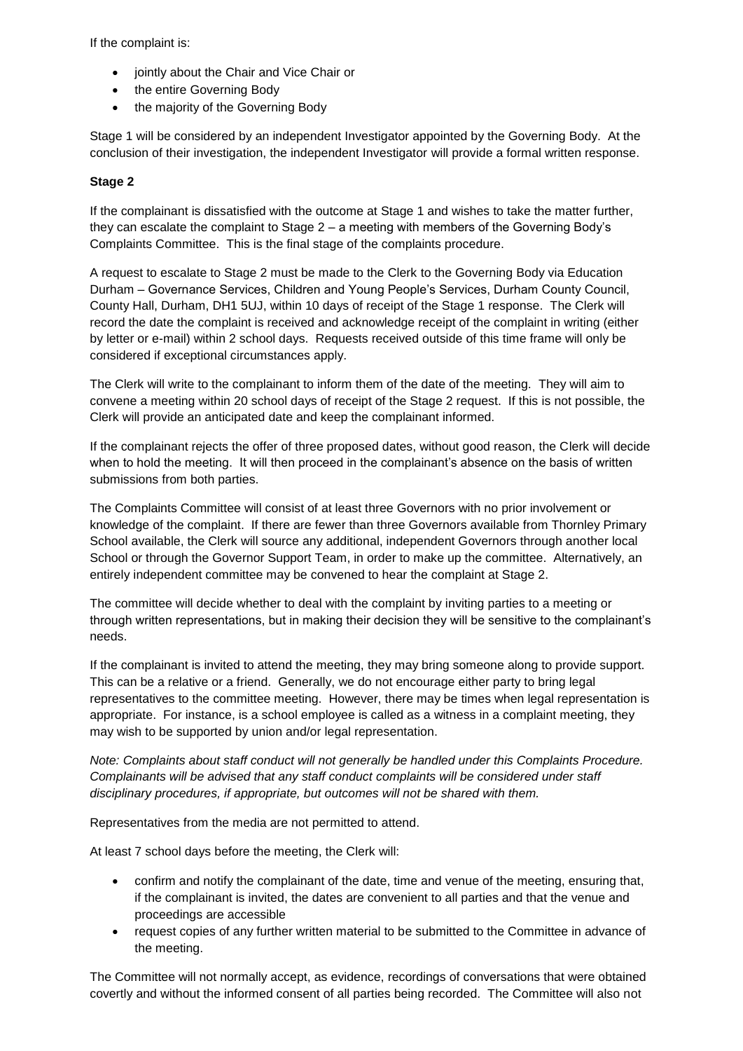If the complaint is:

- jointly about the Chair and Vice Chair or
- the entire Governing Body
- the majority of the Governing Body

Stage 1 will be considered by an independent Investigator appointed by the Governing Body. At the conclusion of their investigation, the independent Investigator will provide a formal written response.

**Stage 2**

If the complainant is dissatisfied with the outcome at Stage 1 and wishes to take the matter further, they can escalate the complaint to Stage 2 – a meeting with members of the Governing Body's Complaints Committee. This is the final stage of the complaints procedure.

A request to escalate to Stage 2 must be made to the Clerk to the Governing Body via Education Durham – Governance Services, Children and Young People's Services, Durham County Council, County Hall, Durham, DH1 5UJ, within 10 days of receipt of the Stage 1 response. The Clerk will record the date the complaint is received and acknowledge receipt of the complaint in writing (either by letter or e-mail) within 2 school days. Requests received outside of this time frame will only be considered if exceptional circumstances apply.

The Clerk will write to the complainant to inform them of the date of the meeting. They will aim to convene a meeting within 20 school days of receipt of the Stage 2 request. If this is not possible, the Clerk will provide an anticipated date and keep the complainant informed.

If the complainant rejects the offer of three proposed dates, without good reason, the Clerk will decide when to hold the meeting. It will then proceed in the complainant's absence on the basis of written submissions from both parties.

The Complaints Committee will consist of at least three Governors with no prior involvement or knowledge of the complaint. If there are fewer than three Governors available from Thornley Primary School available, the Clerk will source any additional, independent Governors through another local School or through the Governor Support Team, in order to make up the committee. Alternatively, an entirely independent committee may be convened to hear the complaint at Stage 2.

The committee will decide whether to deal with the complaint by inviting parties to a meeting or through written representations, but in making their decision they will be sensitive to the complainant's needs.

If the complainant is invited to attend the meeting, they may bring someone along to provide support. This can be a relative or a friend. Generally, we do not encourage either party to bring legal representatives to the committee meeting. However, there may be times when legal representation is appropriate. For instance, is a school employee is called as a witness in a complaint meeting, they may wish to be supported by union and/or legal representation.

*Note: Complaints about staff conduct will not generally be handled under this Complaints Procedure. Complainants will be advised that any staff conduct complaints will be considered under staff disciplinary procedures, if appropriate, but outcomes will not be shared with them.*

Representatives from the media are not permitted to attend.

At least 7 school days before the meeting, the Clerk will:

- confirm and notify the complainant of the date, time and venue of the meeting, ensuring that, if the complainant is invited, the dates are convenient to all parties and that the venue and proceedings are accessible
- request copies of any further written material to be submitted to the Committee in advance of the meeting.

The Committee will not normally accept, as evidence, recordings of conversations that were obtained covertly and without the informed consent of all parties being recorded. The Committee will also not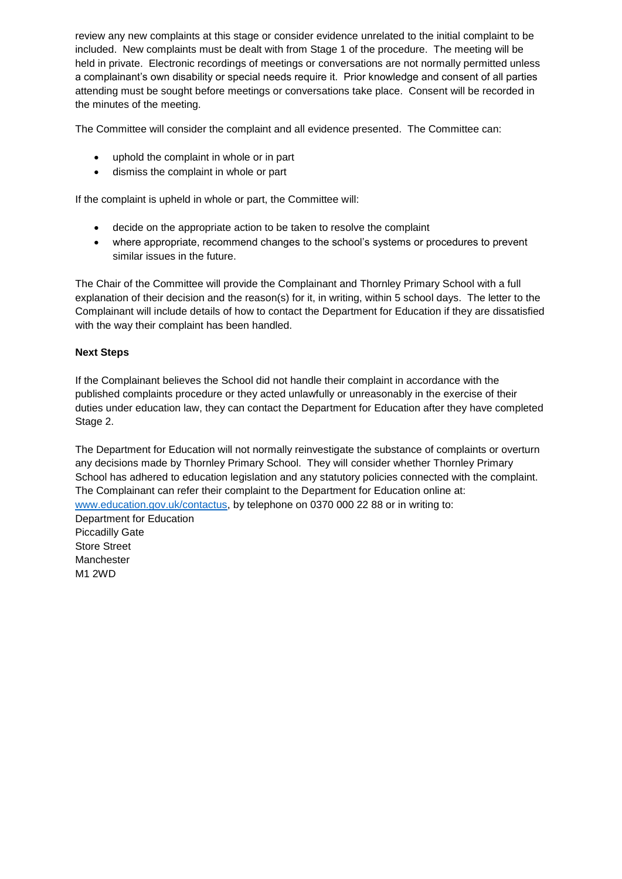review any new complaints at this stage or consider evidence unrelated to the initial complaint to be included. New complaints must be dealt with from Stage 1 of the procedure. The meeting will be held in private. Electronic recordings of meetings or conversations are not normally permitted unless a complainant's own disability or special needs require it. Prior knowledge and consent of all parties attending must be sought before meetings or conversations take place. Consent will be recorded in the minutes of the meeting.

The Committee will consider the complaint and all evidence presented. The Committee can:

- uphold the complaint in whole or in part
- dismiss the complaint in whole or part

If the complaint is upheld in whole or part, the Committee will:

- decide on the appropriate action to be taken to resolve the complaint
- where appropriate, recommend changes to the school's systems or procedures to prevent similar issues in the future.

The Chair of the Committee will provide the Complainant and Thornley Primary School with a full explanation of their decision and the reason(s) for it, in writing, within 5 school days. The letter to the Complainant will include details of how to contact the Department for Education if they are dissatisfied with the way their complaint has been handled.

**Next Steps**

If the Complainant believes the School did not handle their complaint in accordance with the published complaints procedure or they acted unlawfully or unreasonably in the exercise of their duties under education law, they can contact the Department for Education after they have completed Stage 2.

The Department for Education will not normally reinvestigate the substance of complaints or overturn any decisions made by Thornley Primary School. They will consider whether Thornley Primary School has adhered to education legislation and any statutory policies connected with the complaint. The Complainant can refer their complaint to the Department for Education online at: [www.education.gov.uk/contactus](www.education.gov.uk/contactus), by telephone on 0370 000 22 88 or in writing to:

Department for Education
Piccadilly Gate
Store Street
Manchester
M1 2WD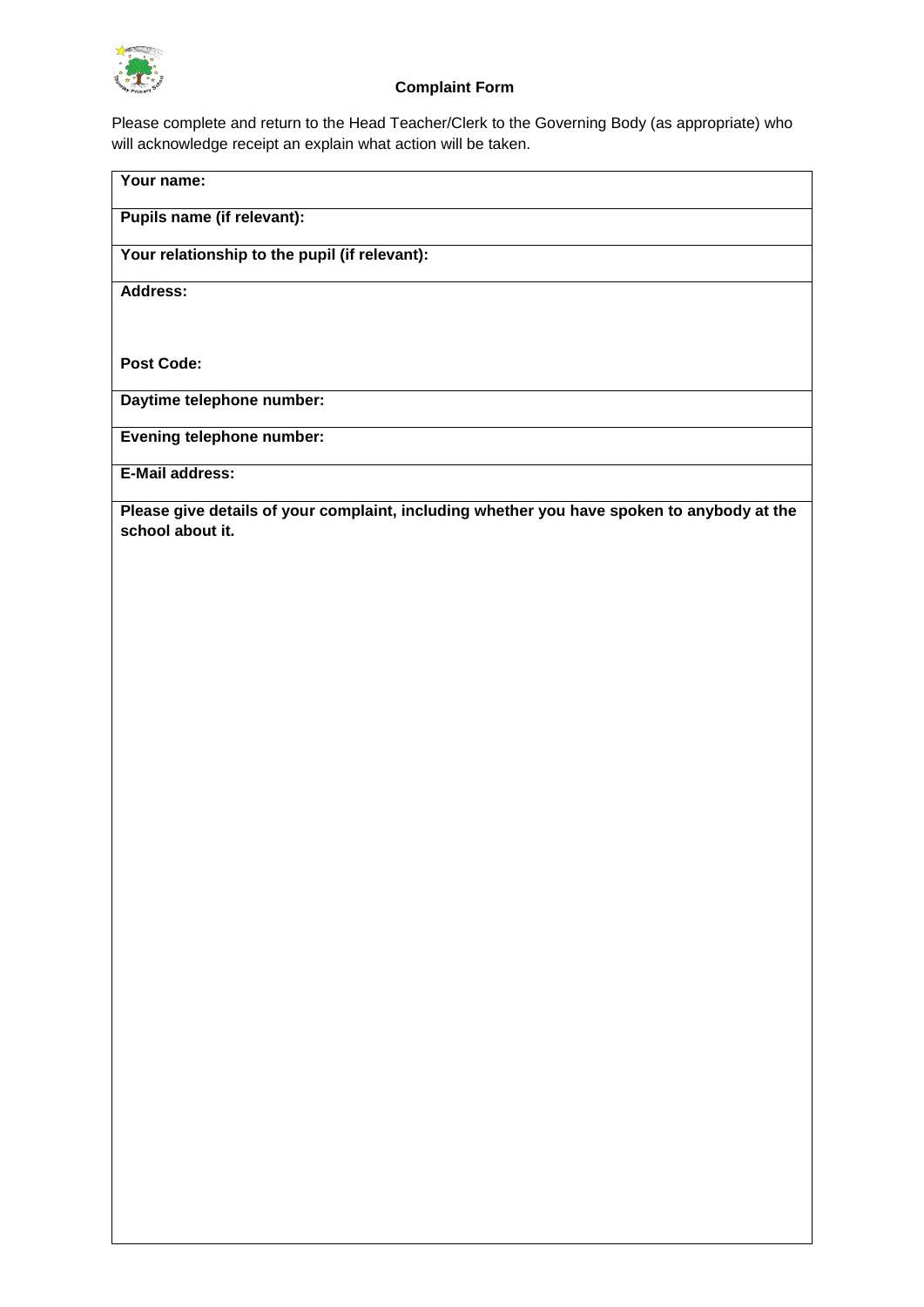## Complaint Form

Please complete and return to the Head Teacher/Clerk to the Governing Body (as appropriate) who will acknowledge receipt an explain what action will be taken.

| **Your name:** |
| --- |
| **Pupils name (if relevant):** |
| **Your relationship to the pupil (if relevant):** |
| **Address:**<br><br><br>**Post Code:** |
| **Daytime telephone number:** |
| **Evening telephone number:** |
| **E-Mail address:** |
| **Please give details of your complaint, including whether you have spoken to anybody at the school about it.** |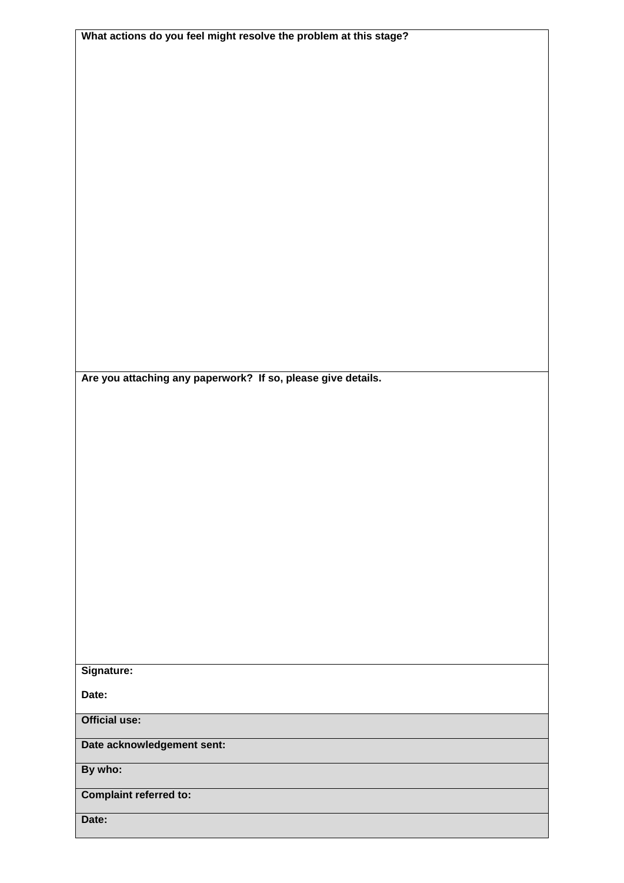**What actions do you feel might resolve the problem at this stage?**

**Are you attaching any paperwork? If so, please give details.**

**Signature:**

**Date:**

| **Official use:** |
| --- |
| **Date acknowledgement sent:** |
| **By who:** |
| **Complaint referred to:** |
| **Date:** |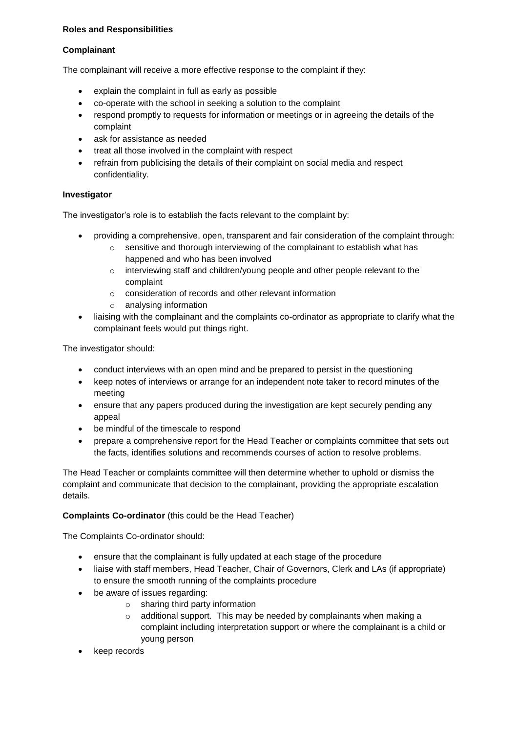**Roles and Responsibilities**

**Complainant**

The complainant will receive a more effective response to the complaint if they:

- explain the complaint in full as early as possible
- co-operate with the school in seeking a solution to the complaint
- respond promptly to requests for information or meetings or in agreeing the details of the complaint
- ask for assistance as needed
- treat all those involved in the complaint with respect
- refrain from publicising the details of their complaint on social media and respect confidentiality.

**Investigator**

The investigator's role is to establish the facts relevant to the complaint by:

- providing a comprehensive, open, transparent and fair consideration of the complaint through:
  - sensitive and thorough interviewing of the complainant to establish what has happened and who has been involved
  - interviewing staff and children/young people and other people relevant to the complaint
  - consideration of records and other relevant information
  - analysing information
- liaising with the complainant and the complaints co-ordinator as appropriate to clarify what the complainant feels would put things right.

The investigator should:

- conduct interviews with an open mind and be prepared to persist in the questioning
- keep notes of interviews or arrange for an independent note taker to record minutes of the meeting
- ensure that any papers produced during the investigation are kept securely pending any appeal
- be mindful of the timescale to respond
- prepare a comprehensive report for the Head Teacher or complaints committee that sets out the facts, identifies solutions and recommends courses of action to resolve problems.

The Head Teacher or complaints committee will then determine whether to uphold or dismiss the complaint and communicate that decision to the complainant, providing the appropriate escalation details.

**Complaints Co-ordinator** (this could be the Head Teacher)

The Complaints Co-ordinator should:

- ensure that the complainant is fully updated at each stage of the procedure
- liaise with staff members, Head Teacher, Chair of Governors, Clerk and LAs (if appropriate) to ensure the smooth running of the complaints procedure
- be aware of issues regarding:
  - sharing third party information
  - additional support. This may be needed by complainants when making a complaint including interpretation support or where the complainant is a child or young person
- keep records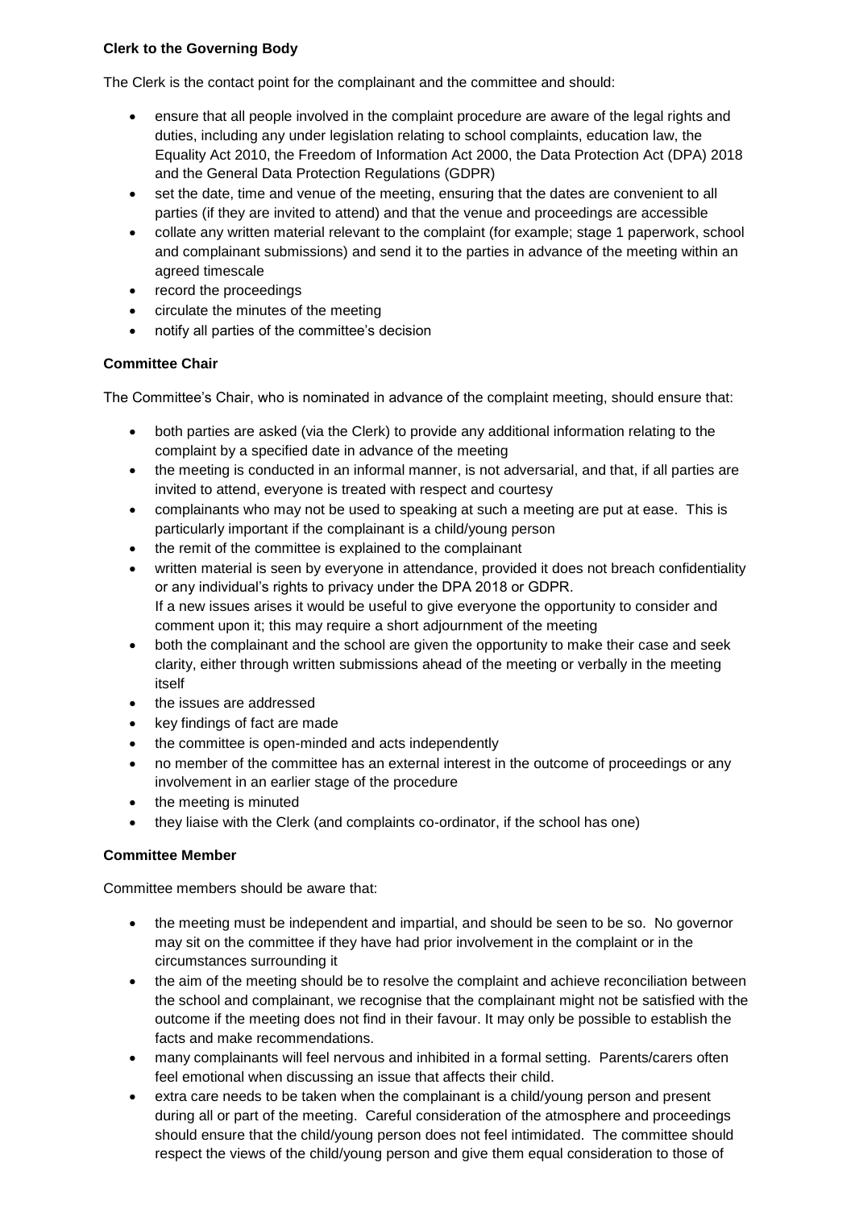**Clerk to the Governing Body**

The Clerk is the contact point for the complainant and the committee and should:

- ensure that all people involved in the complaint procedure are aware of the legal rights and duties, including any under legislation relating to school complaints, education law, the Equality Act 2010, the Freedom of Information Act 2000, the Data Protection Act (DPA) 2018 and the General Data Protection Regulations (GDPR)
- set the date, time and venue of the meeting, ensuring that the dates are convenient to all parties (if they are invited to attend) and that the venue and proceedings are accessible
- collate any written material relevant to the complaint (for example; stage 1 paperwork, school and complainant submissions) and send it to the parties in advance of the meeting within an agreed timescale
- record the proceedings
- circulate the minutes of the meeting
- notify all parties of the committee's decision

**Committee Chair**

The Committee's Chair, who is nominated in advance of the complaint meeting, should ensure that:

- both parties are asked (via the Clerk) to provide any additional information relating to the complaint by a specified date in advance of the meeting
- the meeting is conducted in an informal manner, is not adversarial, and that, if all parties are invited to attend, everyone is treated with respect and courtesy
- complainants who may not be used to speaking at such a meeting are put at ease. This is particularly important if the complainant is a child/young person
- the remit of the committee is explained to the complainant
- written material is seen by everyone in attendance, provided it does not breach confidentiality or any individual's rights to privacy under the DPA 2018 or GDPR.
  If a new issues arises it would be useful to give everyone the opportunity to consider and comment upon it; this may require a short adjournment of the meeting
- both the complainant and the school are given the opportunity to make their case and seek clarity, either through written submissions ahead of the meeting or verbally in the meeting itself
- the issues are addressed
- key findings of fact are made
- the committee is open-minded and acts independently
- no member of the committee has an external interest in the outcome of proceedings or any involvement in an earlier stage of the procedure
- the meeting is minuted
- they liaise with the Clerk (and complaints co-ordinator, if the school has one)

**Committee Member**

Committee members should be aware that:

- the meeting must be independent and impartial, and should be seen to be so. No governor may sit on the committee if they have had prior involvement in the complaint or in the circumstances surrounding it
- the aim of the meeting should be to resolve the complaint and achieve reconciliation between the school and complainant, we recognise that the complainant might not be satisfied with the outcome if the meeting does not find in their favour. It may only be possible to establish the facts and make recommendations.
- many complainants will feel nervous and inhibited in a formal setting. Parents/carers often feel emotional when discussing an issue that affects their child.
- extra care needs to be taken when the complainant is a child/young person and present during all or part of the meeting. Careful consideration of the atmosphere and proceedings should ensure that the child/young person does not feel intimidated. The committee should respect the views of the child/young person and give them equal consideration to those of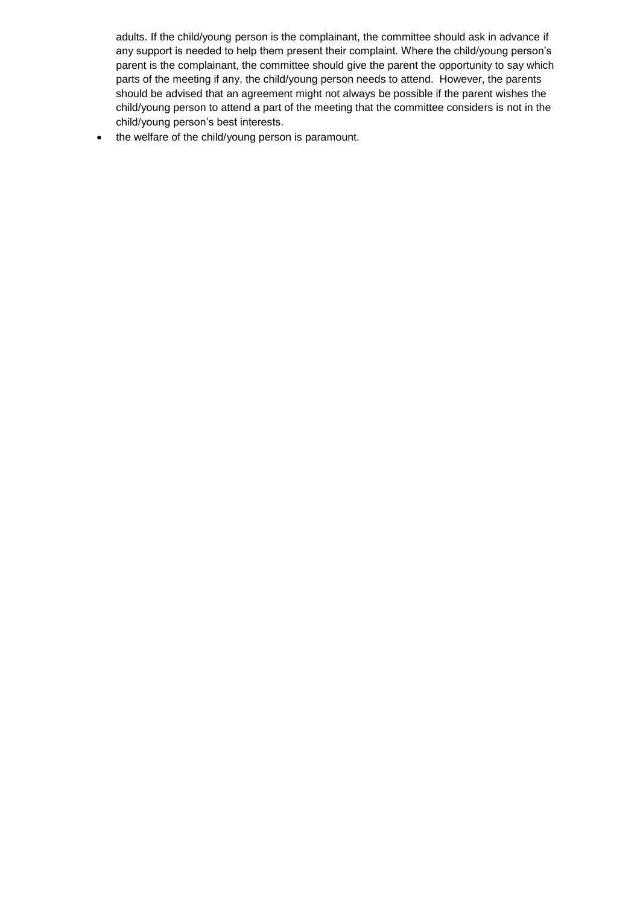adults. If the child/young person is the complainant, the committee should ask in advance if any support is needed to help them present their complaint. Where the child/young person's parent is the complainant, the committee should give the parent the opportunity to say which parts of the meeting if any, the child/young person needs to attend. However, the parents should be advised that an agreement might not always be possible if the parent wishes the child/young person to attend a part of the meeting that the committee considers is not in the child/young person's best interests.

- the welfare of the child/young person is paramount.